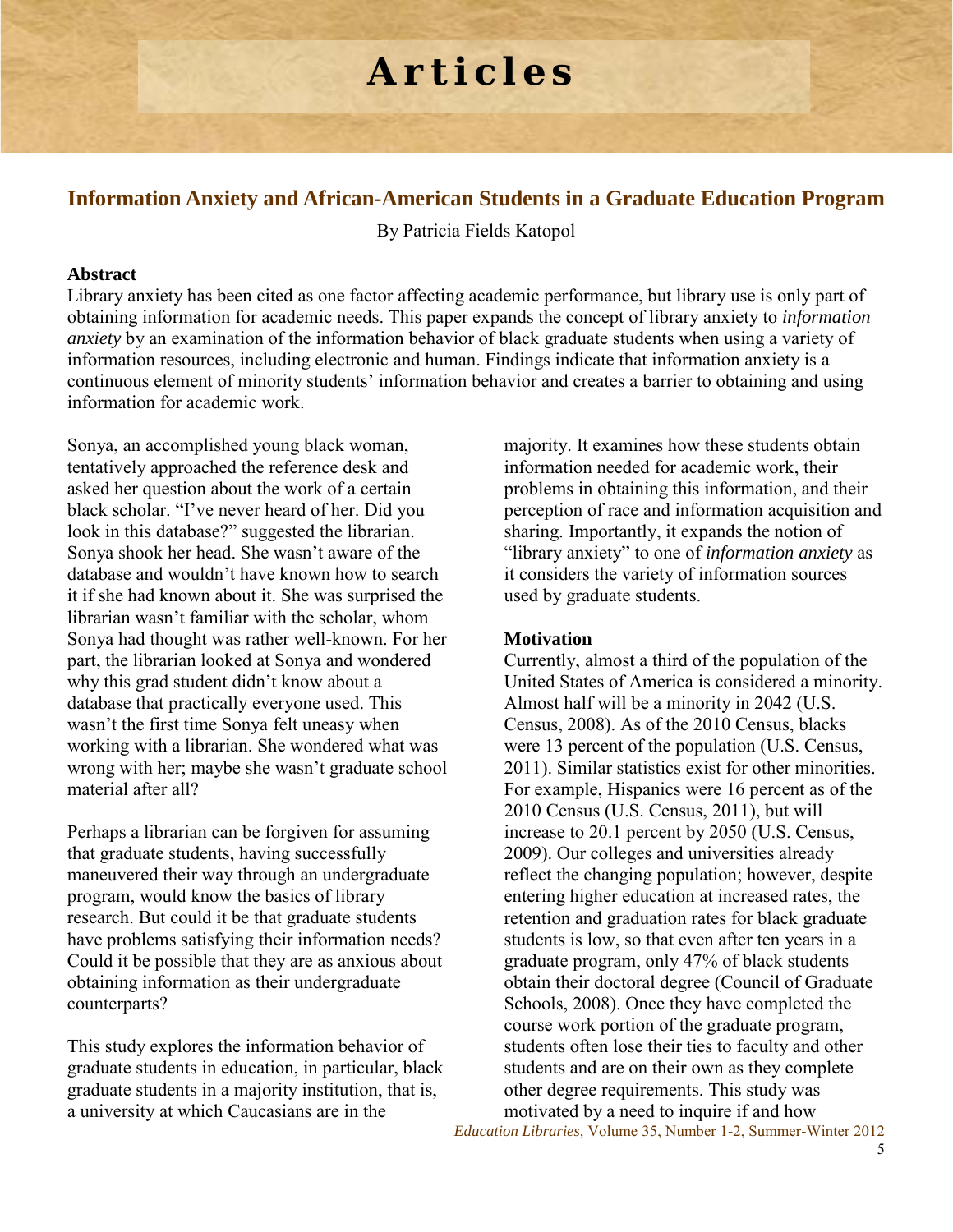# Articles

## Information Anxiety and African-American Students in a Graduate Education Program

By Patricia Fields Katopol

### Abstract

Library anxiety has been cited as one factor affecting academic performance, but library use is only part of obtaining information for academic needs. This paper expands the concept of library anxiety to *information anxiety* by an examination of the information behavior of black graduate students when using a variety of information resources, including electronic and human. Findings indicate that information anxiety is a continuous element of minority students' information behavior and creates a barrier to obtaining and using information for academic work.

Sonya, an accomplished young black woman, tentatively approached the reference desk and asked her question about the work of a certain black scholar. "I've never heard of her. Did you look in this database?" suggested the librarian. Sonya shook her head. She wasn't aware of the database and wouldn't have known how to search it if she had known about it. She was surprised the librarian wasn't familiar with the scholar, whom Sonya had thought was rather well-known. For her part, the librarian looked at Sonya and wondered why this grad student didn't know about a database that practically everyone used. This wasn't the first time Sonya felt uneasy when working with a librarian. She wondered what was wrong with her; maybe she wasn't graduate school material after all?

Perhaps a librarian can be forgiven for assuming that graduate students, having successfully maneuvered their way through an undergraduate program, would know the basics of library research. But could it be that graduate students have problems satisfying their information needs? Could it be possible that they are as anxious about obtaining information as their undergraduate counterparts?

This study explores the information behavior of graduate students in education, in particular, black graduate students in a majority institution, that is, a university at which Caucasians are in the majority. It examines how these students obtain information needed for academic work, their problems in obtaining this information, and their perception of race and information acquisition and sharing. Importantly, it expands the notion of "library anxiety" to one of *information anxiety* as it considers the variety of information sources used by graduate students.

### Motivation

Currently, almost a third of the population of the United States of America is considered a minority. Almost half will be a minority in 2042 (U.S. Census, 2008). As of the 2010 Census, blacks were 13 percent of the population (U.S. Census, 2011). Similar statistics exist for other minorities. For example, Hispanics were 16 percent as of the 2010 Census (U.S. Census, 2011), but will increase to 20.1 percent by 2050 (U.S. Census, 2009). Our colleges and universities already reflect the changing population; however, despite entering higher education at increased rates, the retention and graduation rates for black graduate students is low, so that even after ten years in a graduate program, only 47% of black students obtain their doctoral degree (Council of Graduate Schools, 2008). Once they have completed the course work portion of the graduate program, students often lose their ties to faculty and other students and are on their own as they complete other degree requirements. This study was motivated by a need to inquire if and how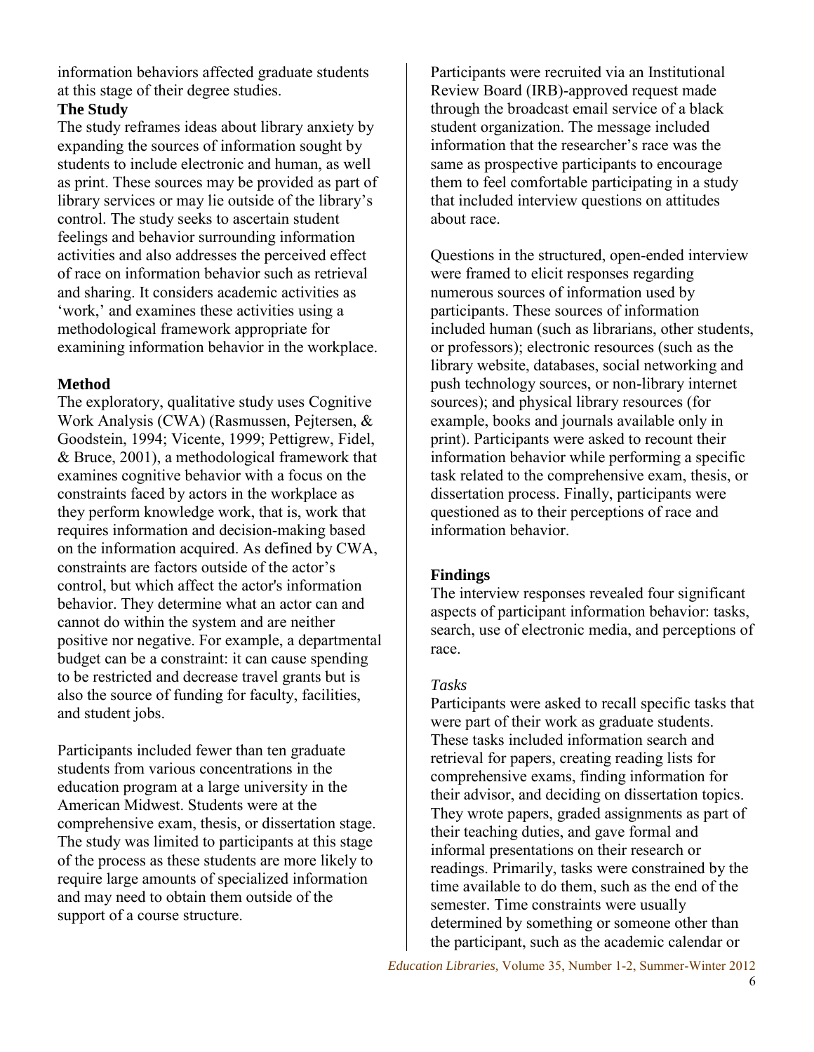information behaviors affected graduate students at this stage of their degree studies.

## The Study

The study reframes ideas about library anxiety by expanding the sources of information sought by students to include electronic and human, as well as print. These sources may be provided as part of library services or may lie outside of the library's control. The study seeks to ascertain student feelings and behavior surrounding information activities and also addresses the perceived effect of race on information behavior such as retrieval and sharing. It considers academic activities as 'work,' and examines these activities using a methodological framework appropriate for examining information behavior in the workplace.

## Method

The exploratory, qualitative study uses Cognitive Work Analysis (CWA) (Rasmussen, Pejtersen, & Goodstein, 1994; Vicente, 1999; Pettigrew, Fidel, & Bruce, 2001), a methodological framework that examines cognitive behavior with a focus on the constraints faced by actors in the workplace as they perform knowledge work, that is, work that requires information and decision-making based on the information acquired. As defined by CWA, constraints are factors outside of the actor's control, but which affect the actor's information behavior. They determine what an actor can and cannot do within the system and are neither positive nor negative. For example, a departmental budget can be a constraint: it can cause spending to be restricted and decrease travel grants but is also the source of funding for faculty, facilities, and student jobs.

Participants included fewer than ten graduate students from various concentrations in the education program at a large university in the American Midwest. Students were at the comprehensive exam, thesis, or dissertation stage. The study was limited to participants at this stage of the process as these students are more likely to require large amounts of specialized information and may need to obtain them outside of the support of a course structure.

Participants were recruited via an Institutional Review Board (IRB)-approved request made through the broadcast email service of a black student organization. The message included information that the researcher's race was the same as prospective participants to encourage them to feel comfortable participating in a study that included interview questions on attitudes about race.

Questions in the structured, open-ended interview were framed to elicit responses regarding numerous sources of information used by participants. These sources of information included human (such as librarians, other students, or professors); electronic resources (such as the library website, databases, social networking and push technology sources, or non-library internet sources); and physical library resources (for example, books and journals available only in print). Participants were asked to recount their information behavior while performing a specific task related to the comprehensive exam, thesis, or dissertation process. Finally, participants were questioned as to their perceptions of race and information behavior.

## Findings

The interview responses revealed four significant aspects of participant information behavior: tasks, search, use of electronic media, and perceptions of race.

### *Tasks*

Participants were asked to recall specific tasks that were part of their work as graduate students. These tasks included information search and retrieval for papers, creating reading lists for comprehensive exams, finding information for their advisor, and deciding on dissertation topics. They wrote papers, graded assignments as part of their teaching duties, and gave formal and informal presentations on their research or readings. Primarily, tasks were constrained by the time available to do them, such as the end of the semester. Time constraints were usually determined by something or someone other than the participant, such as the academic calendar or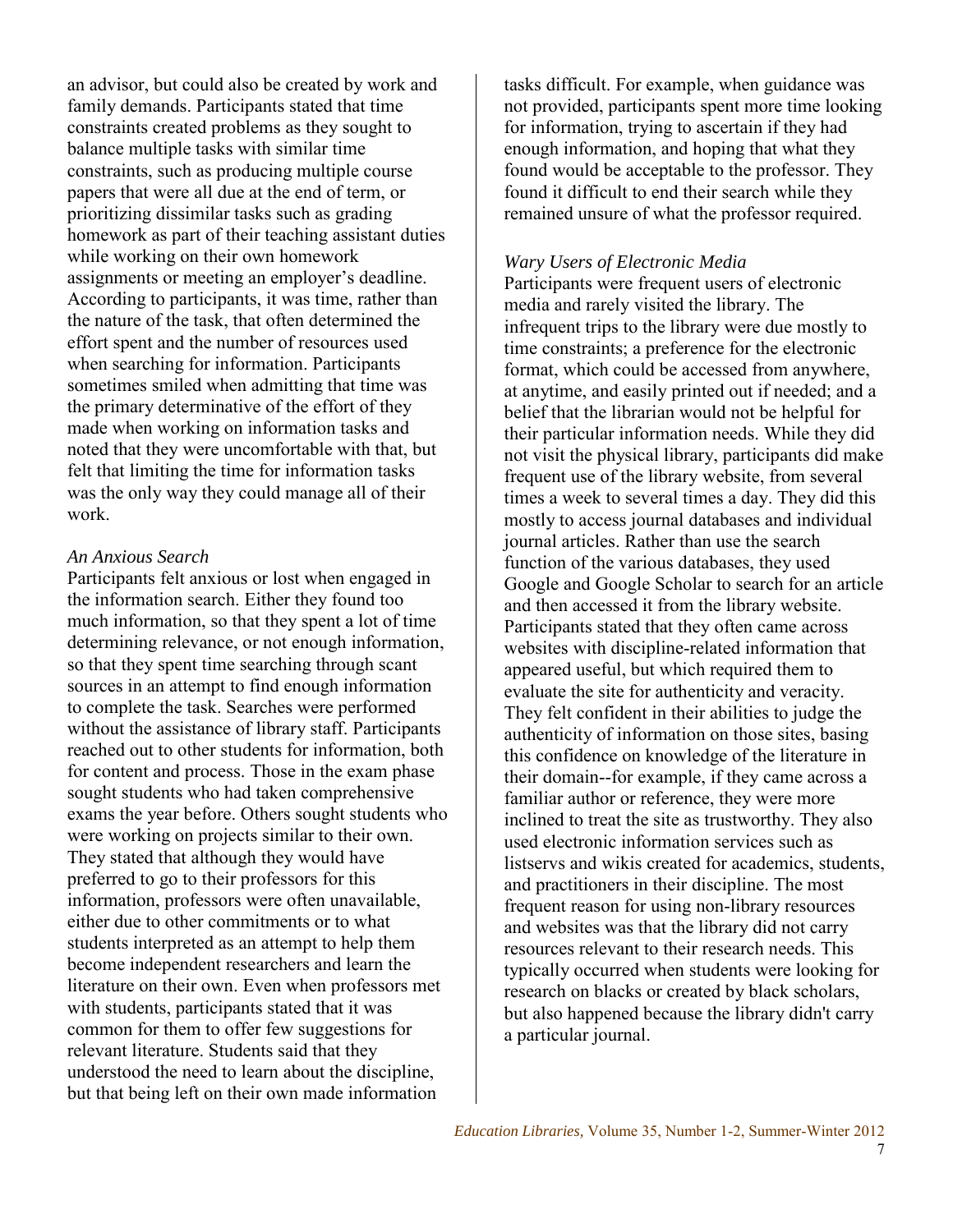an advisor, but could also be created by work and family demands. Participants stated that time constraints created problems as they sought to balance multiple tasks with similar time constraints, such as producing multiple course papers that were all due at the end of term, or prioritizing dissimilar tasks such as grading homework as part of their teaching assistant duties while working on their own homework assignments or meeting an employer's deadline. According to participants, it was time, rather than the nature of the task, that often determined the effort spent and the number of resources used when searching for information. Participants sometimes smiled when admitting that time was the primary determinative of the effort of they made when working on information tasks and noted that they were uncomfortable with that, but felt that limiting the time for information tasks was the only way they could manage all of their work.

*An Anxious Search*

Participants felt anxious or lost when engaged in the information search. Either they found too much information, so that they spent a lot of time determining relevance, or not enough information, so that they spent time searching through scant sources in an attempt to find enough information to complete the task. Searches were performed without the assistance of library staff. Participants reached out to other students for information, both for content and process. Those in the exam phase sought students who had taken comprehensive exams the year before. Others sought students who were working on projects similar to their own. They stated that although they would have preferred to go to their professors for this information, professors were often unavailable, either due to other commitments or to what students interpreted as an attempt to help them become independent researchers and learn the literature on their own. Even when professors met with students, participants stated that it was common for them to offer few suggestions for relevant literature. Students said that they understood the need to learn about the discipline, but that being left on their own made information tasks difficult. For example, when guidance was not provided, participants spent more time looking for information, trying to ascertain if they had enough information, and hoping that what they found would be acceptable to the professor. They found it difficult to end their search while they remained unsure of what the professor required.

*Wary Users of Electronic Media*

Participants were frequent users of electronic media and rarely visited the library. The infrequent trips to the library were due mostly to time constraints; a preference for the electronic format, which could be accessed from anywhere, at anytime, and easily printed out if needed; and a belief that the librarian would not be helpful for their particular information needs. While they did not visit the physical library, participants did make frequent use of the library website, from several times a week to several times a day. They did this mostly to access journal databases and individual journal articles. Rather than use the search function of the various databases, they used Google and Google Scholar to search for an article and then accessed it from the library website. Participants stated that they often came across websites with discipline-related information that appeared useful, but which required them to evaluate the site for authenticity and veracity. They felt confident in their abilities to judge the authenticity of information on those sites, basing this confidence on knowledge of the literature in their domain--for example, if they came across a familiar author or reference, they were more inclined to treat the site as trustworthy. They also used electronic information services such as listservs and wikis created for academics, students, and practitioners in their discipline. The most frequent reason for using non-library resources and websites was that the library did not carry resources relevant to their research needs. This typically occurred when students were looking for research on blacks or created by black scholars, but also happened because the library didn't carry a particular journal.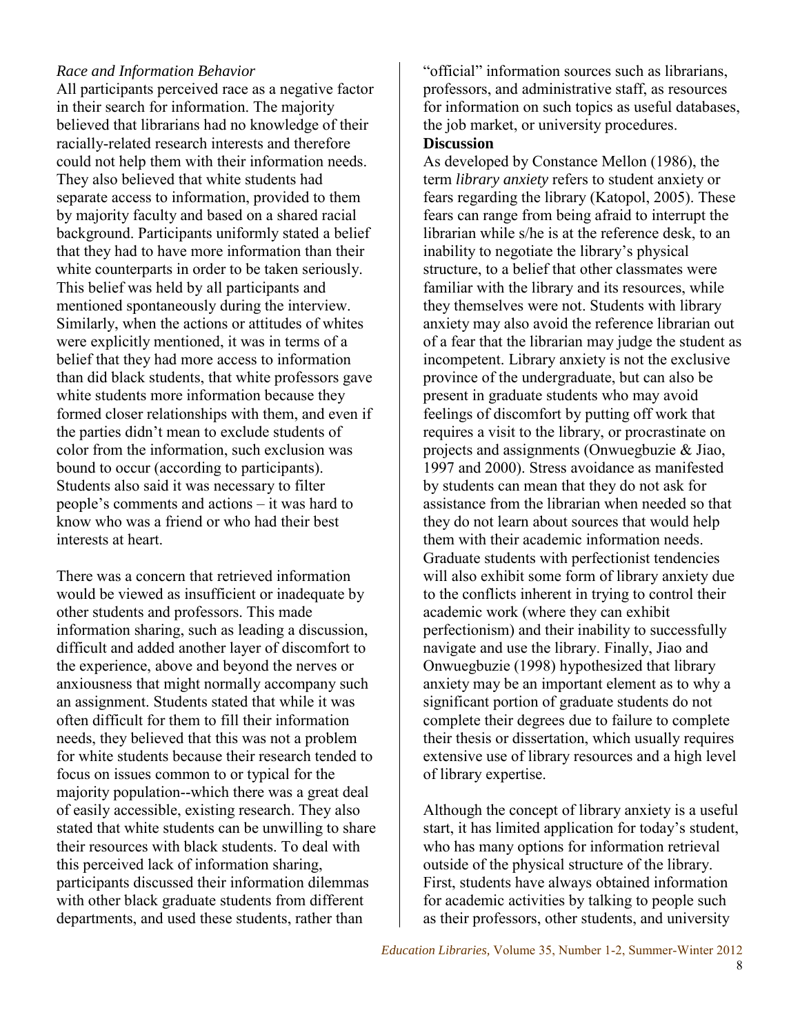*Race and Information Behavior*

All participants perceived race as a negative factor in their search for information. The majority believed that librarians had no knowledge of their racially-related research interests and therefore could not help them with their information needs. They also believed that white students had separate access to information, provided to them by majority faculty and based on a shared racial background. Participants uniformly stated a belief that they had to have more information than their white counterparts in order to be taken seriously. This belief was held by all participants and mentioned spontaneously during the interview. Similarly, when the actions or attitudes of whites were explicitly mentioned, it was in terms of a belief that they had more access to information than did black students, that white professors gave white students more information because they formed closer relationships with them, and even if the parties didn't mean to exclude students of color from the information, such exclusion was bound to occur (according to participants). Students also said it was necessary to filter people's comments and actions – it was hard to know who was a friend or who had their best interests at heart.

There was a concern that retrieved information would be viewed as insufficient or inadequate by other students and professors. This made information sharing, such as leading a discussion, difficult and added another layer of discomfort to the experience, above and beyond the nerves or anxiousness that might normally accompany such an assignment. Students stated that while it was often difficult for them to fill their information needs, they believed that this was not a problem for white students because their research tended to focus on issues common to or typical for the majority population--which there was a great deal of easily accessible, existing research. They also stated that white students can be unwilling to share their resources with black students. To deal with this perceived lack of information sharing, participants discussed their information dilemmas with other black graduate students from different departments, and used these students, rather than "official" information sources such as librarians, professors, and administrative staff, as resources for information on such topics as useful databases, the job market, or university procedures.

**Discussion**

As developed by Constance Mellon (1986), the term *library anxiety* refers to student anxiety or fears regarding the library (Katopol, 2005). These fears can range from being afraid to interrupt the librarian while s/he is at the reference desk, to an inability to negotiate the library's physical structure, to a belief that other classmates were familiar with the library and its resources, while they themselves were not. Students with library anxiety may also avoid the reference librarian out of a fear that the librarian may judge the student as incompetent. Library anxiety is not the exclusive province of the undergraduate, but can also be present in graduate students who may avoid feelings of discomfort by putting off work that requires a visit to the library, or procrastinate on projects and assignments (Onwuegbuzie & Jiao, 1997 and 2000). Stress avoidance as manifested by students can mean that they do not ask for assistance from the librarian when needed so that they do not learn about sources that would help them with their academic information needs. Graduate students with perfectionist tendencies will also exhibit some form of library anxiety due to the conflicts inherent in trying to control their academic work (where they can exhibit perfectionism) and their inability to successfully navigate and use the library. Finally, Jiao and Onwuegbuzie (1998) hypothesized that library anxiety may be an important element as to why a significant portion of graduate students do not complete their degrees due to failure to complete their thesis or dissertation, which usually requires extensive use of library resources and a high level of library expertise.

Although the concept of library anxiety is a useful start, it has limited application for today's student, who has many options for information retrieval outside of the physical structure of the library. First, students have always obtained information for academic activities by talking to people such as their professors, other students, and university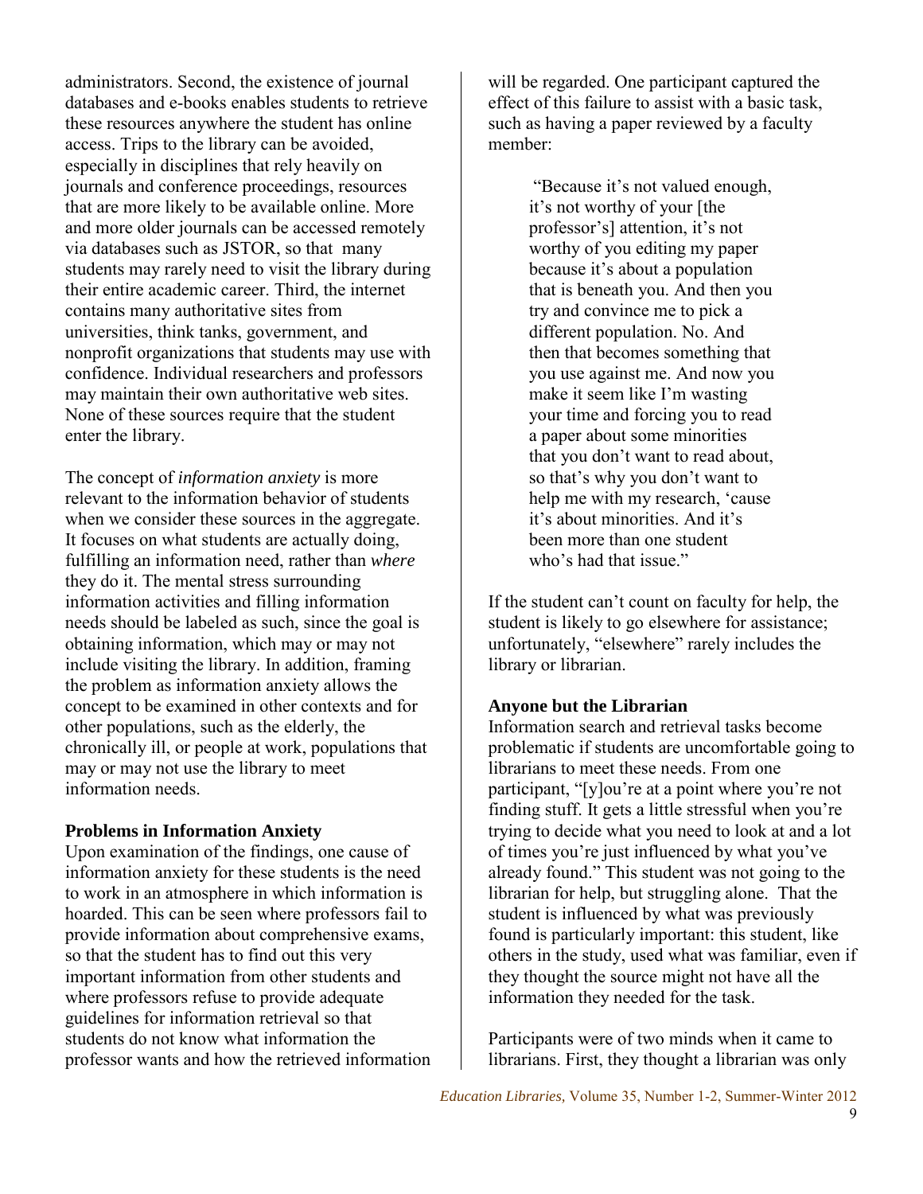administrators. Second, the existence of journal databases and e-books enables students to retrieve these resources anywhere the student has online access. Trips to the library can be avoided, especially in disciplines that rely heavily on journals and conference proceedings, resources that are more likely to be available online. More and more older journals can be accessed remotely via databases such as JSTOR, so that many students may rarely need to visit the library during their entire academic career. Third, the internet contains many authoritative sites from universities, think tanks, government, and nonprofit organizations that students may use with confidence. Individual researchers and professors may maintain their own authoritative web sites. None of these sources require that the student enter the library.

The concept of *information anxiety* is more relevant to the information behavior of students when we consider these sources in the aggregate. It focuses on what students are actually doing, fulfilling an information need, rather than *where* they do it. The mental stress surrounding information activities and filling information needs should be labeled as such, since the goal is obtaining information, which may or may not include visiting the library. In addition, framing the problem as information anxiety allows the concept to be examined in other contexts and for other populations, such as the elderly, the chronically ill, or people at work, populations that may or may not use the library to meet information needs.

**Problems in Information Anxiety**

Upon examination of the findings, one cause of information anxiety for these students is the need to work in an atmosphere in which information is hoarded. This can be seen where professors fail to provide information about comprehensive exams, so that the student has to find out this very important information from other students and where professors refuse to provide adequate guidelines for information retrieval so that students do not know what information the professor wants and how the retrieved information will be regarded. One participant captured the effect of this failure to assist with a basic task, such as having a paper reviewed by a faculty member:

> "Because it's not valued enough, it's not worthy of your [the professor's] attention, it's not worthy of you editing my paper because it's about a population that is beneath you. And then you try and convince me to pick a different population. No. And then that becomes something that you use against me. And now you make it seem like I'm wasting your time and forcing you to read a paper about some minorities that you don't want to read about, so that's why you don't want to help me with my research, 'cause it's about minorities. And it's been more than one student who's had that issue."

If the student can't count on faculty for help, the student is likely to go elsewhere for assistance; unfortunately, "elsewhere" rarely includes the library or librarian.

**Anyone but the Librarian**

Information search and retrieval tasks become problematic if students are uncomfortable going to librarians to meet these needs. From one participant, "[y]ou're at a point where you're not finding stuff. It gets a little stressful when you're trying to decide what you need to look at and a lot of times you're just influenced by what you've already found." This student was not going to the librarian for help, but struggling alone. That the student is influenced by what was previously found is particularly important: this student, like others in the study, used what was familiar, even if they thought the source might not have all the information they needed for the task.

Participants were of two minds when it came to librarians. First, they thought a librarian was only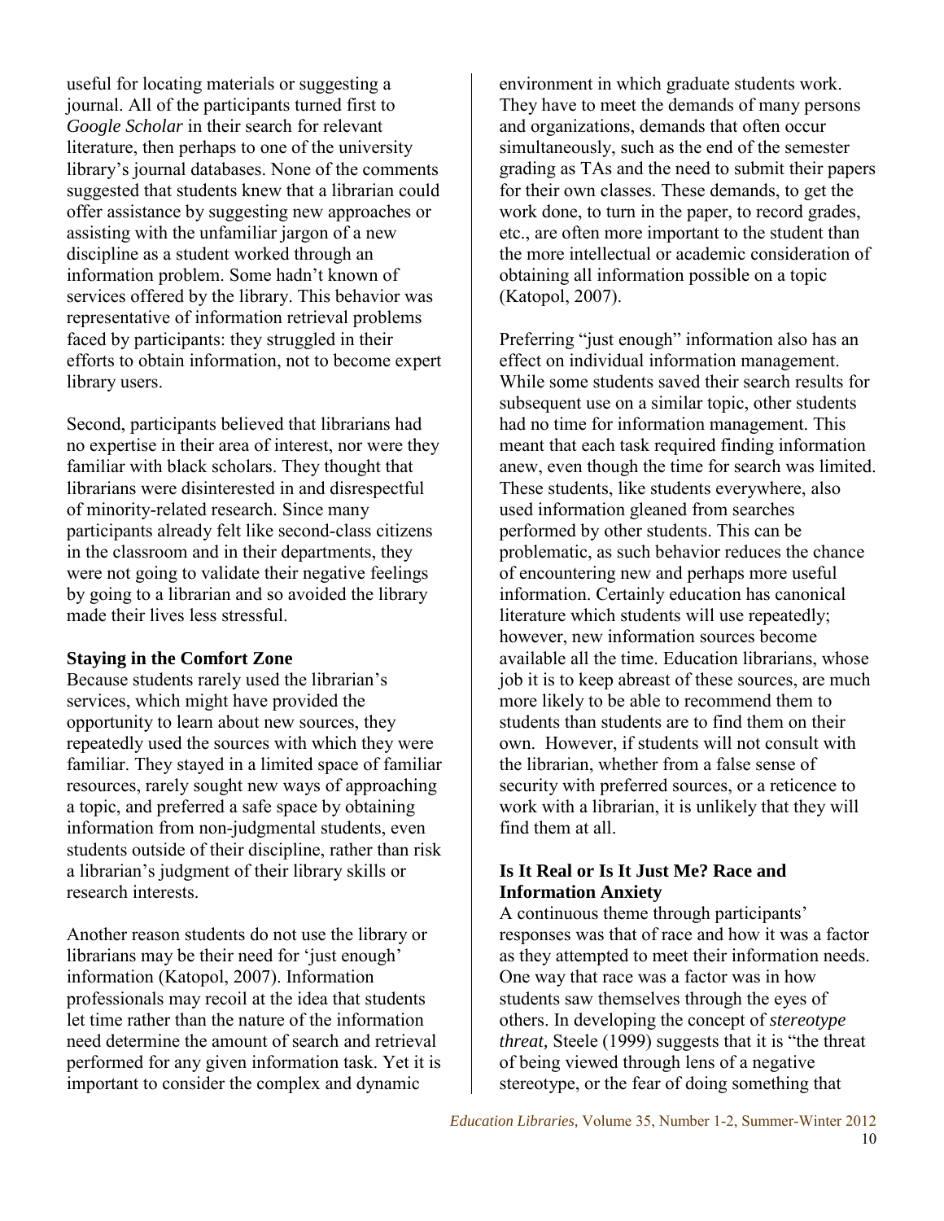useful for locating materials or suggesting a journal. All of the participants turned first to *Google Scholar* in their search for relevant literature, then perhaps to one of the university library's journal databases. None of the comments suggested that students knew that a librarian could offer assistance by suggesting new approaches or assisting with the unfamiliar jargon of a new discipline as a student worked through an information problem. Some hadn't known of services offered by the library. This behavior was representative of information retrieval problems faced by participants: they struggled in their efforts to obtain information, not to become expert library users.

Second, participants believed that librarians had no expertise in their area of interest, nor were they familiar with black scholars. They thought that librarians were disinterested in and disrespectful of minority-related research. Since many participants already felt like second-class citizens in the classroom and in their departments, they were not going to validate their negative feelings by going to a librarian and so avoided the library made their lives less stressful.

**Staying in the Comfort Zone**

Because students rarely used the librarian's services, which might have provided the opportunity to learn about new sources, they repeatedly used the sources with which they were familiar. They stayed in a limited space of familiar resources, rarely sought new ways of approaching a topic, and preferred a safe space by obtaining information from non-judgmental students, even students outside of their discipline, rather than risk a librarian's judgment of their library skills or research interests.

Another reason students do not use the library or librarians may be their need for 'just enough' information (Katopol, 2007). Information professionals may recoil at the idea that students let time rather than the nature of the information need determine the amount of search and retrieval performed for any given information task. Yet it is important to consider the complex and dynamic environment in which graduate students work. They have to meet the demands of many persons and organizations, demands that often occur simultaneously, such as the end of the semester grading as TAs and the need to submit their papers for their own classes. These demands, to get the work done, to turn in the paper, to record grades, etc., are often more important to the student than the more intellectual or academic consideration of obtaining all information possible on a topic (Katopol, 2007).

Preferring "just enough" information also has an effect on individual information management. While some students saved their search results for subsequent use on a similar topic, other students had no time for information management. This meant that each task required finding information anew, even though the time for search was limited. These students, like students everywhere, also used information gleaned from searches performed by other students. This can be problematic, as such behavior reduces the chance of encountering new and perhaps more useful information. Certainly education has canonical literature which students will use repeatedly; however, new information sources become available all the time. Education librarians, whose job it is to keep abreast of these sources, are much more likely to be able to recommend them to students than students are to find them on their own. However, if students will not consult with the librarian, whether from a false sense of security with preferred sources, or a reticence to work with a librarian, it is unlikely that they will find them at all.

**Is It Real or Is It Just Me? Race and Information Anxiety**

A continuous theme through participants' responses was that of race and how it was a factor as they attempted to meet their information needs. One way that race was a factor was in how students saw themselves through the eyes of others. In developing the concept of *stereotype threat,* Steele (1999) suggests that it is "the threat of being viewed through lens of a negative stereotype, or the fear of doing something that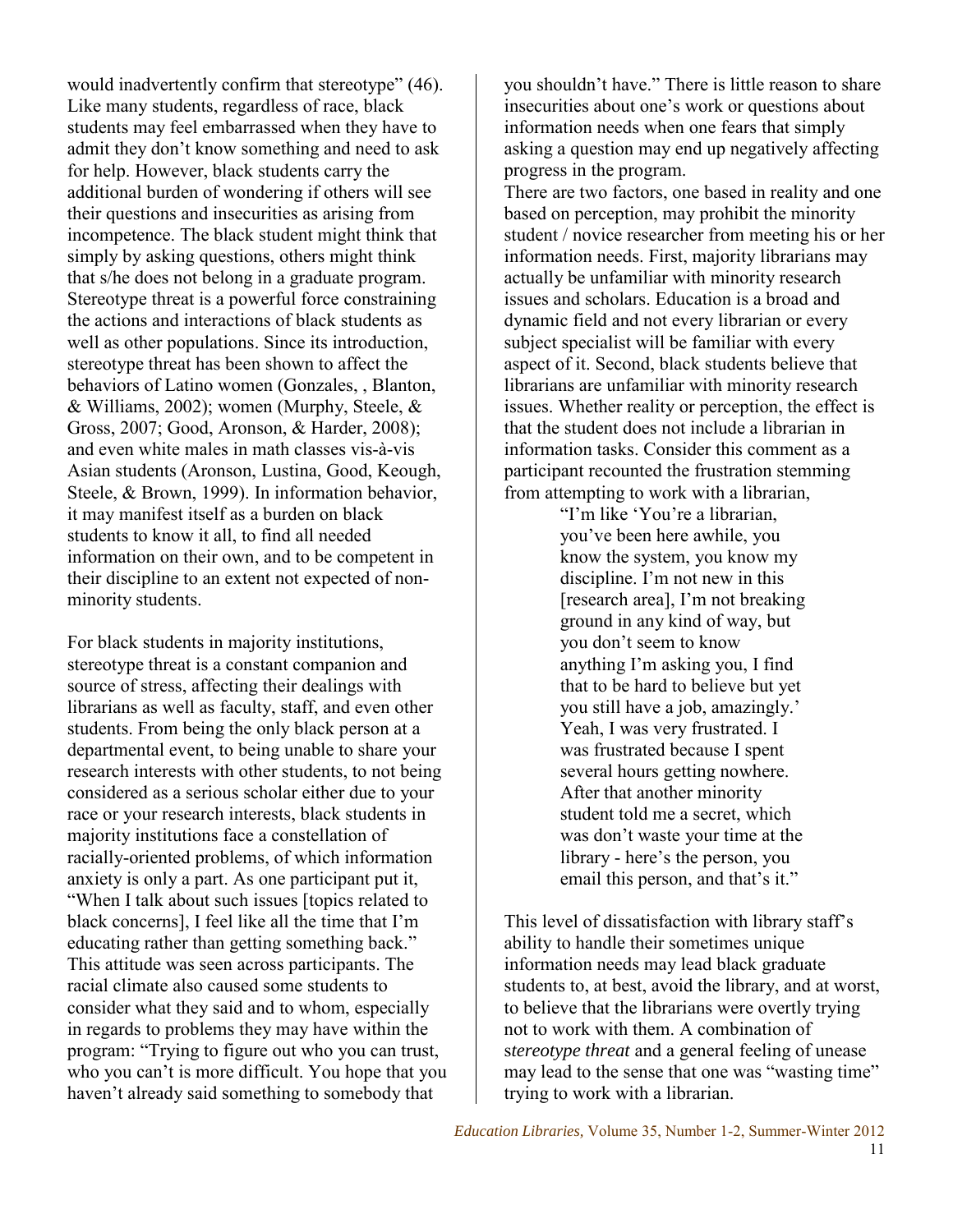would inadvertently confirm that stereotype" (46). Like many students, regardless of race, black students may feel embarrassed when they have to admit they don't know something and need to ask for help. However, black students carry the additional burden of wondering if others will see their questions and insecurities as arising from incompetence. The black student might think that simply by asking questions, others might think that s/he does not belong in a graduate program. Stereotype threat is a powerful force constraining the actions and interactions of black students as well as other populations. Since its introduction, stereotype threat has been shown to affect the behaviors of Latino women (Gonzales, , Blanton, & Williams, 2002); women (Murphy, Steele, & Gross, 2007; Good, Aronson, & Harder, 2008); and even white males in math classes vis-à-vis Asian students (Aronson, Lustina, Good, Keough, Steele, & Brown, 1999). In information behavior, it may manifest itself as a burden on black students to know it all, to find all needed information on their own, and to be competent in their discipline to an extent not expected of non-minority students.

For black students in majority institutions, stereotype threat is a constant companion and source of stress, affecting their dealings with librarians as well as faculty, staff, and even other students. From being the only black person at a departmental event, to being unable to share your research interests with other students, to not being considered as a serious scholar either due to your race or your research interests, black students in majority institutions face a constellation of racially-oriented problems, of which information anxiety is only a part. As one participant put it, "When I talk about such issues [topics related to black concerns], I feel like all the time that I'm educating rather than getting something back." This attitude was seen across participants. The racial climate also caused some students to consider what they said and to whom, especially in regards to problems they may have within the program: "Trying to figure out who you can trust, who you can't is more difficult. You hope that you haven't already said something to somebody that you shouldn't have." There is little reason to share insecurities about one's work or questions about information needs when one fears that simply asking a question may end up negatively affecting progress in the program.

There are two factors, one based in reality and one based on perception, may prohibit the minority student / novice researcher from meeting his or her information needs. First, majority librarians may actually be unfamiliar with minority research issues and scholars. Education is a broad and dynamic field and not every librarian or every subject specialist will be familiar with every aspect of it. Second, black students believe that librarians are unfamiliar with minority research issues. Whether reality or perception, the effect is that the student does not include a librarian in information tasks. Consider this comment as a participant recounted the frustration stemming from attempting to work with a librarian,

> "I'm like 'You're a librarian, you've been here awhile, you know the system, you know my discipline. I'm not new in this [research area], I'm not breaking ground in any kind of way, but you don't seem to know anything I'm asking you, I find that to be hard to believe but yet you still have a job, amazingly.' Yeah, I was very frustrated. I was frustrated because I spent several hours getting nowhere. After that another minority student told me a secret, which was don't waste your time at the library - here's the person, you email this person, and that's it."

This level of dissatisfaction with library staff's ability to handle their sometimes unique information needs may lead black graduate students to, at best, avoid the library, and at worst, to believe that the librarians were overtly trying not to work with them. A combination of s*tereotype threat* and a general feeling of unease may lead to the sense that one was "wasting time" trying to work with a librarian.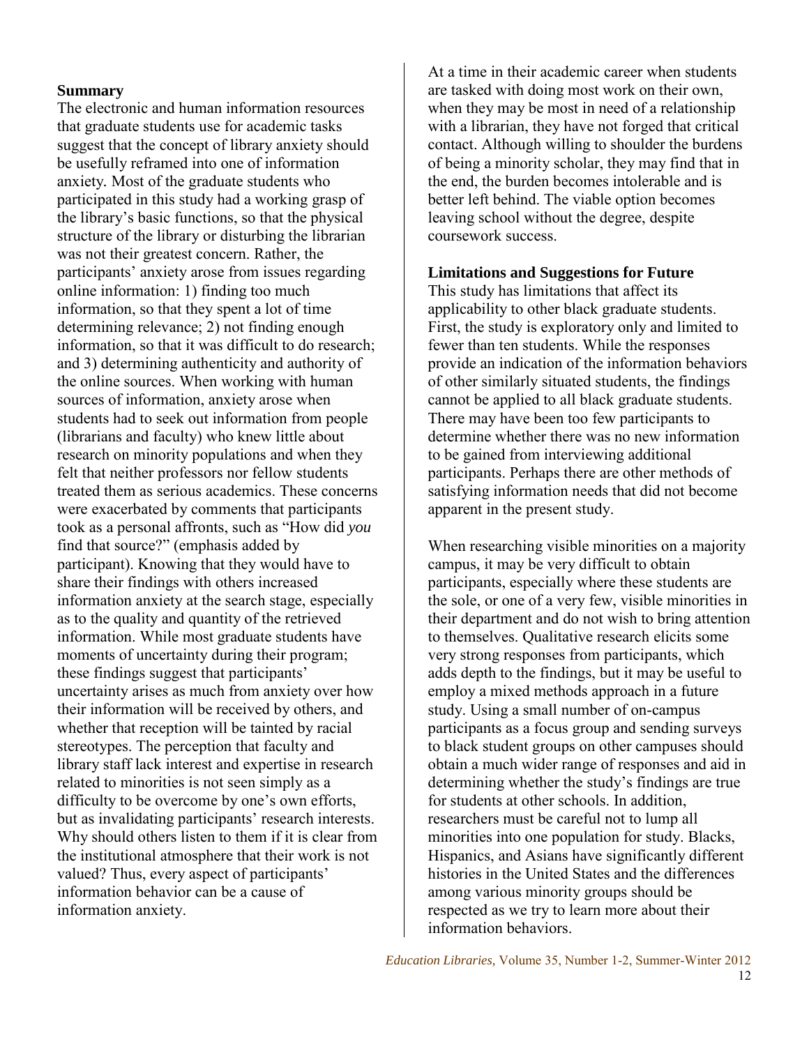## Summary

The electronic and human information resources that graduate students use for academic tasks suggest that the concept of library anxiety should be usefully reframed into one of information anxiety. Most of the graduate students who participated in this study had a working grasp of the library's basic functions, so that the physical structure of the library or disturbing the librarian was not their greatest concern. Rather, the participants' anxiety arose from issues regarding online information: 1) finding too much information, so that they spent a lot of time determining relevance; 2) not finding enough information, so that it was difficult to do research; and 3) determining authenticity and authority of the online sources. When working with human sources of information, anxiety arose when students had to seek out information from people (librarians and faculty) who knew little about research on minority populations and when they felt that neither professors nor fellow students treated them as serious academics. These concerns were exacerbated by comments that participants took as a personal affronts, such as "How did *you* find that source?" (emphasis added by participant). Knowing that they would have to share their findings with others increased information anxiety at the search stage, especially as to the quality and quantity of the retrieved information. While most graduate students have moments of uncertainty during their program; these findings suggest that participants' uncertainty arises as much from anxiety over how their information will be received by others, and whether that reception will be tainted by racial stereotypes. The perception that faculty and library staff lack interest and expertise in research related to minorities is not seen simply as a difficulty to be overcome by one's own efforts, but as invalidating participants' research interests. Why should others listen to them if it is clear from the institutional atmosphere that their work is not valued? Thus, every aspect of participants' information behavior can be a cause of information anxiety.

At a time in their academic career when students are tasked with doing most work on their own, when they may be most in need of a relationship with a librarian, they have not forged that critical contact. Although willing to shoulder the burdens of being a minority scholar, they may find that in the end, the burden becomes intolerable and is better left behind. The viable option becomes leaving school without the degree, despite coursework success.

## Limitations and Suggestions for Future

This study has limitations that affect its applicability to other black graduate students. First, the study is exploratory only and limited to fewer than ten students. While the responses provide an indication of the information behaviors of other similarly situated students, the findings cannot be applied to all black graduate students. There may have been too few participants to determine whether there was no new information to be gained from interviewing additional participants. Perhaps there are other methods of satisfying information needs that did not become apparent in the present study.

When researching visible minorities on a majority campus, it may be very difficult to obtain participants, especially where these students are the sole, or one of a very few, visible minorities in their department and do not wish to bring attention to themselves. Qualitative research elicits some very strong responses from participants, which adds depth to the findings, but it may be useful to employ a mixed methods approach in a future study. Using a small number of on-campus participants as a focus group and sending surveys to black student groups on other campuses should obtain a much wider range of responses and aid in determining whether the study's findings are true for students at other schools. In addition, researchers must be careful not to lump all minorities into one population for study. Blacks, Hispanics, and Asians have significantly different histories in the United States and the differences among various minority groups should be respected as we try to learn more about their information behaviors.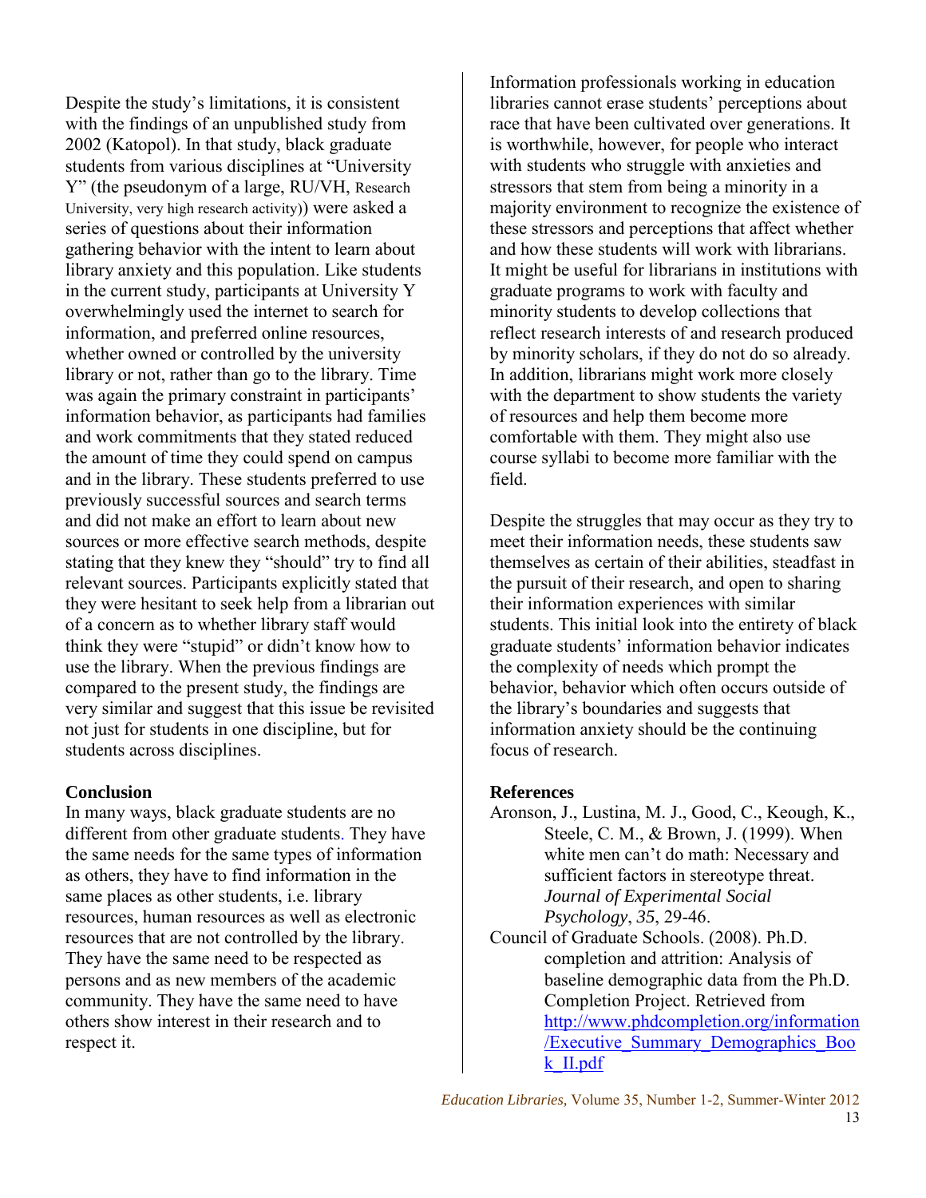Despite the study's limitations, it is consistent with the findings of an unpublished study from 2002 (Katopol). In that study, black graduate students from various disciplines at "University Y" (the pseudonym of a large, RU/VH, Research University, very high research activity)) were asked a series of questions about their information gathering behavior with the intent to learn about library anxiety and this population. Like students in the current study, participants at University Y overwhelmingly used the internet to search for information, and preferred online resources, whether owned or controlled by the university library or not, rather than go to the library. Time was again the primary constraint in participants' information behavior, as participants had families and work commitments that they stated reduced the amount of time they could spend on campus and in the library. These students preferred to use previously successful sources and search terms and did not make an effort to learn about new sources or more effective search methods, despite stating that they knew they "should" try to find all relevant sources. Participants explicitly stated that they were hesitant to seek help from a librarian out of a concern as to whether library staff would think they were "stupid" or didn't know how to use the library. When the previous findings are compared to the present study, the findings are very similar and suggest that this issue be revisited not just for students in one discipline, but for students across disciplines.

**Conclusion**

In many ways, black graduate students are no different from other graduate students. They have the same needs for the same types of information as others, they have to find information in the same places as other students, i.e. library resources, human resources as well as electronic resources that are not controlled by the library. They have the same need to be respected as persons and as new members of the academic community. They have the same need to have others show interest in their research and to respect it.

Information professionals working in education libraries cannot erase students' perceptions about race that have been cultivated over generations. It is worthwhile, however, for people who interact with students who struggle with anxieties and stressors that stem from being a minority in a majority environment to recognize the existence of these stressors and perceptions that affect whether and how these students will work with librarians. It might be useful for librarians in institutions with graduate programs to work with faculty and minority students to develop collections that reflect research interests of and research produced by minority scholars, if they do not do so already. In addition, librarians might work more closely with the department to show students the variety of resources and help them become more comfortable with them. They might also use course syllabi to become more familiar with the field.

Despite the struggles that may occur as they try to meet their information needs, these students saw themselves as certain of their abilities, steadfast in the pursuit of their research, and open to sharing their information experiences with similar students. This initial look into the entirety of black graduate students' information behavior indicates the complexity of needs which prompt the behavior, behavior which often occurs outside of the library's boundaries and suggests that information anxiety should be the continuing focus of research.

**References**

Aronson, J., Lustina, M. J., Good, C., Keough, K., Steele, C. M., & Brown, J. (1999). When white men can't do math: Necessary and sufficient factors in stereotype threat. *Journal of Experimental Social Psychology*, *35*, 29-46.

Council of Graduate Schools. (2008). Ph.D. completion and attrition: Analysis of baseline demographic data from the Ph.D. Completion Project. Retrieved from http://www.phdcompletion.org/information/Executive_Summary_Demographics_Book_II.pdf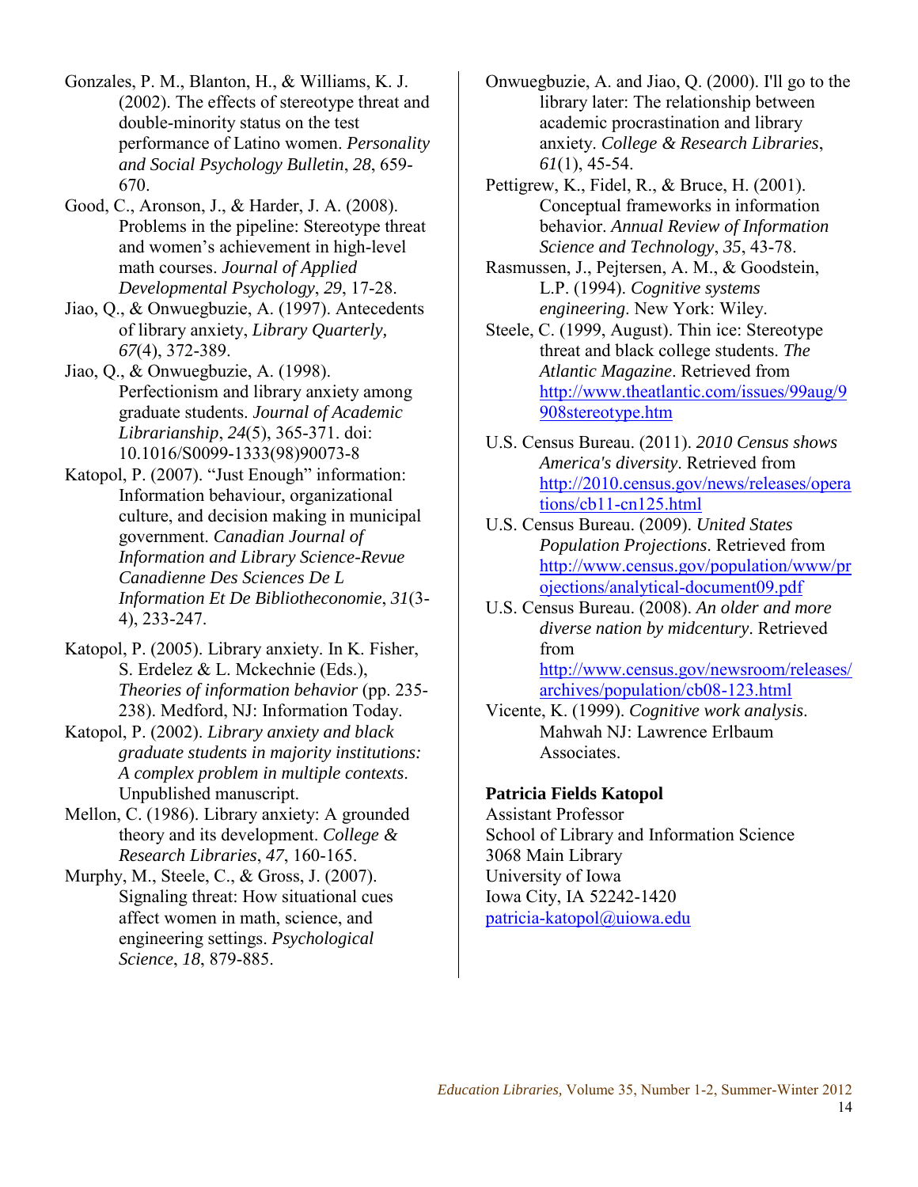Gonzales, P. M., Blanton, H., & Williams, K. J. (2002). The effects of stereotype threat and double-minority status on the test performance of Latino women. *Personality and Social Psychology Bulletin*, *28*, 659-670.

Good, C., Aronson, J., & Harder, J. A. (2008). Problems in the pipeline: Stereotype threat and women's achievement in high-level math courses. *Journal of Applied Developmental Psychology*, *29*, 17-28.

Jiao, Q., & Onwuegbuzie, A. (1997). Antecedents of library anxiety, *Library Quarterly, 67*(4), 372-389.

Jiao, Q., & Onwuegbuzie, A. (1998). Perfectionism and library anxiety among graduate students. *Journal of Academic Librarianship*, *24*(5), 365-371. doi: 10.1016/S0099-1333(98)90073-8

Katopol, P. (2007). "Just Enough" information: Information behaviour, organizational culture, and decision making in municipal government. *Canadian Journal of Information and Library Science-Revue Canadienne Des Sciences De L Information Et De Bibliotheconomie*, *31*(3-4), 233-247.

Katopol, P. (2005). Library anxiety. In K. Fisher, S. Erdelez & L. Mckechnie (Eds.), *Theories of information behavior* (pp. 235-238). Medford, NJ: Information Today.

Katopol, P. (2002). *Library anxiety and black graduate students in majority institutions: A complex problem in multiple contexts*. Unpublished manuscript.

Mellon, C. (1986). Library anxiety: A grounded theory and its development. *College & Research Libraries*, *47*, 160-165.

Murphy, M., Steele, C., & Gross, J. (2007). Signaling threat: How situational cues affect women in math, science, and engineering settings. *Psychological Science*, *18*, 879-885.

Onwuegbuzie, A. and Jiao, Q. (2000). I'll go to the library later: The relationship between academic procrastination and library anxiety. *College & Research Libraries*, *61*(1), 45-54.

Pettigrew, K., Fidel, R., & Bruce, H. (2001). Conceptual frameworks in information behavior. *Annual Review of Information Science and Technology*, *35*, 43-78.

Rasmussen, J., Pejtersen, A. M., & Goodstein, L.P. (1994). *Cognitive systems engineering*. New York: Wiley.

Steele, C. (1999, August). Thin ice: Stereotype threat and black college students. *The Atlantic Magazine*. Retrieved from http://www.theatlantic.com/issues/99aug/9908stereotype.htm

U.S. Census Bureau. (2011). *2010 Census shows America's diversity*. Retrieved from http://2010.census.gov/news/releases/operations/cb11-cn125.html

U.S. Census Bureau. (2009). *United States Population Projections*. Retrieved from http://www.census.gov/population/www/projections/analytical-document09.pdf

U.S. Census Bureau. (2008). *An older and more diverse nation by midcentury*. Retrieved from http://www.census.gov/newsroom/releases/archives/population/cb08-123.html

Vicente, K. (1999). *Cognitive work analysis*. Mahwah NJ: Lawrence Erlbaum Associates.

**Patricia Fields Katopol**
Assistant Professor
School of Library and Information Science
3068 Main Library
University of Iowa
Iowa City, IA 52242-1420
patricia-katopol@uiowa.edu